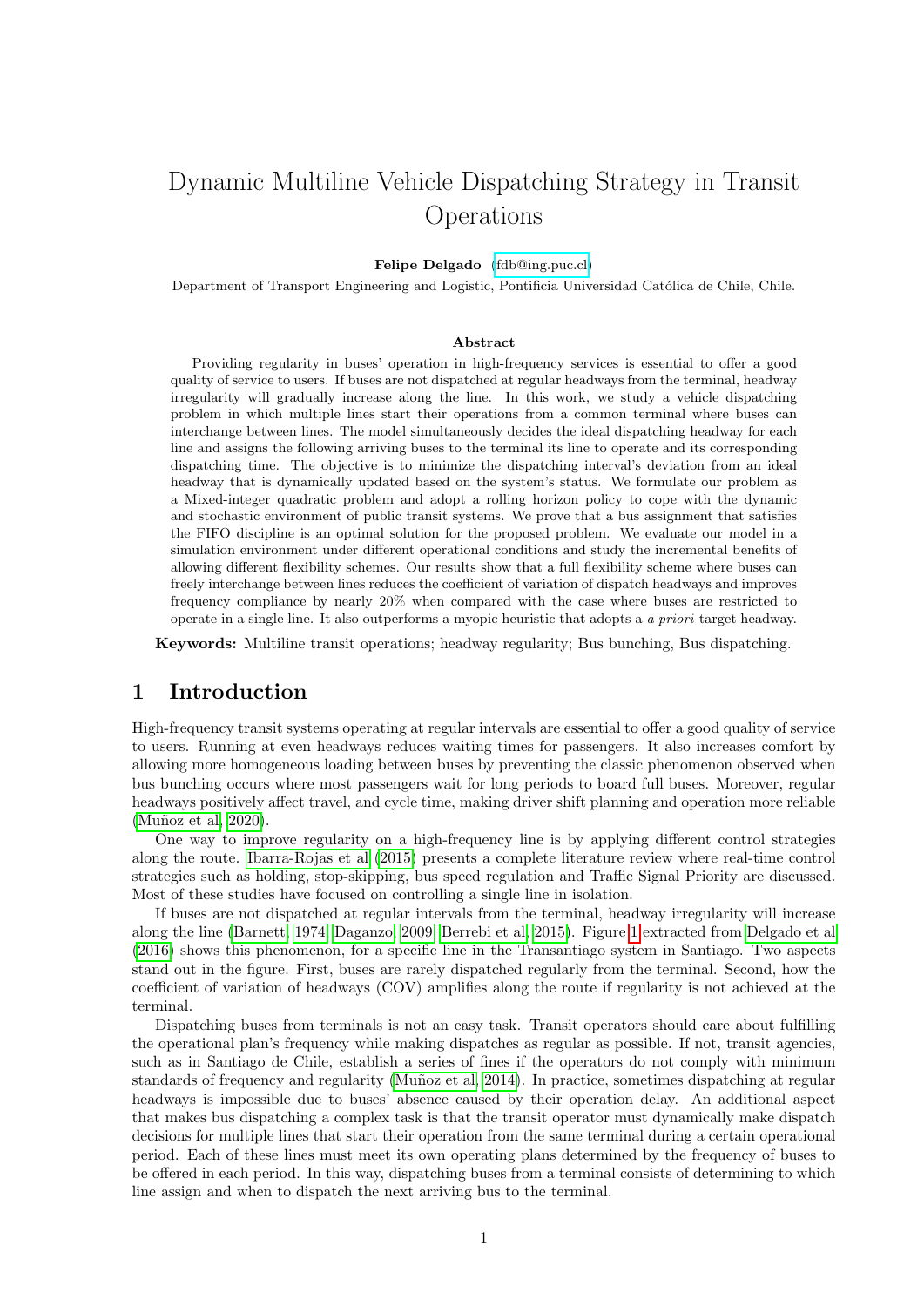# Dynamic Multiline Vehicle Dispatching Strategy in Transit Operations

**Felipe Delgado** (fdb@ing.puc.cl)

Department of Transport Engineering and Logistic, Pontificia Universidad Católica de Chile, Chile.

### Abstract

Providing regularity in buses' operation in high-frequency services is essential to offer a good quality of service to users. If buses are not dispatched at regular headways from the terminal, headway irregularity will gradually increase along the line. In this work, we study a vehicle dispatching problem in which multiple lines start their operations from a common terminal where buses can interchange between lines. The model simultaneously decides the ideal dispatching headway for each line and assigns the following arriving buses to the terminal its line to operate and its corresponding dispatching time. The objective is to minimize the dispatching interval's deviation from an ideal headway that is dynamically updated based on the system's status. We formulate our problem as a Mixed-integer quadratic problem and adopt a rolling horizon policy to cope with the dynamic and stochastic environment of public transit systems. We prove that a bus assignment that satisfies the FIFO discipline is an optimal solution for the proposed problem. We evaluate our model in a simulation environment under different operational conditions and study the incremental benefits of allowing different flexibility schemes. Our results show that a full flexibility scheme where buses can freely interchange between lines reduces the coefficient of variation of dispatch headways and improves frequency compliance by nearly 20% when compared with the case where buses are restricted to operate in a single line. It also outperforms a myopic heuristic that adopts a *a priori* target headway.

**Keywords:** Multiline transit operations; headway regularity; Bus bunching, Bus dispatching.

## 1 Introduction

High-frequency transit systems operating at regular intervals are essential to offer a good quality of service to users. Running at even headways reduces waiting times for passengers. It also increases comfort by allowing more homogeneous loading between buses by preventing the classic phenomenon observed when bus bunching occurs where most passengers wait for long periods to board full buses. Moreover, regular headways positively affect travel, and cycle time, making driver shift planning and operation more reliable (Muñoz et al, 2020).

One way to improve regularity on a high-frequency line is by applying different control strategies along the route. Ibarra-Rojas et al (2015) presents a complete literature review where real-time control strategies such as holding, stop-skipping, bus speed regulation and Traffic Signal Priority are discussed. Most of these studies have focused on controlling a single line in isolation.

If buses are not dispatched at regular intervals from the terminal, headway irregularity will increase along the line (Barnett, 1974; Daganzo, 2009; Berrebi et al, 2015). Figure 1 extracted from Delgado et al (2016) shows this phenomenon, for a specific line in the Transantiago system in Santiago. Two aspects stand out in the figure. First, buses are rarely dispatched regularly from the terminal. Second, how the coefficient of variation of headways (COV) amplifies along the route if regularity is not achieved at the terminal.

Dispatching buses from terminals is not an easy task. Transit operators should care about fulfilling the operational plan's frequency while making dispatches as regular as possible. If not, transit agencies, such as in Santiago de Chile, establish a series of fines if the operators do not comply with minimum standards of frequency and regularity (Muñoz et al, 2014). In practice, sometimes dispatching at regular headways is impossible due to buses' absence caused by their operation delay. An additional aspect that makes bus dispatching a complex task is that the transit operator must dynamically make dispatch decisions for multiple lines that start their operation from the same terminal during a certain operational period. Each of these lines must meet its own operating plans determined by the frequency of buses to be offered in each period. In this way, dispatching buses from a terminal consists of determining to which line assign and when to dispatch the next arriving bus to the terminal.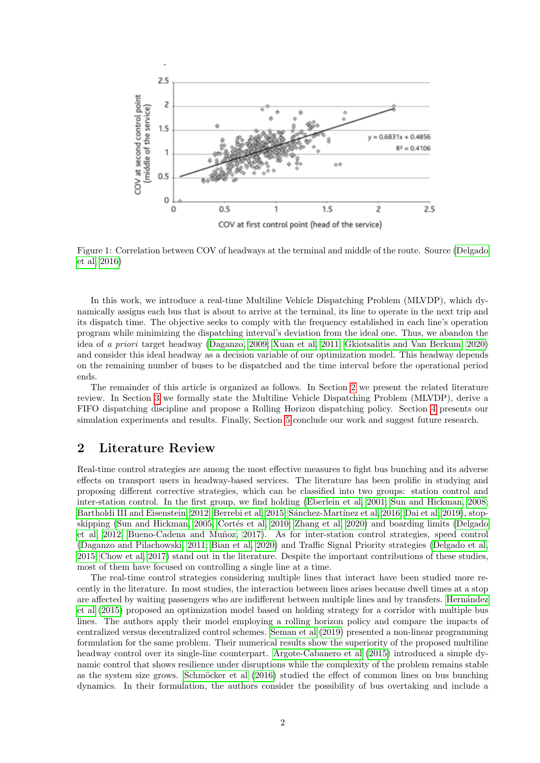Figure 1: Correlation between COV of headways at the terminal and middle of the route. Source (Delgado et al, 2016)

In this work, we introduce a real-time Multiline Vehicle Dispatching Problem (MLVDP), which dynamically assigns each bus that is about to arrive at the terminal, its line to operate in the next trip and its dispatch time. The objective seeks to comply with the frequency established in each line's operation program while minimizing the dispatching interval's deviation from the ideal one. Thus, we abandon the idea of *a priori* target headway (Daganzo, 2009; Xuan et al, 2011; Gkiotsalitis and Van Berkum, 2020) and consider this ideal headway as a decision variable of our optimization model. This headway depends on the remaining number of buses to be dispatched and the time interval before the operational period ends.

The remainder of this article is organized as follows. In Section 2 we present the related literature review. In Section 3 we formally state the Multiline Vehicle Dispatching Problem (MLVDP), derive a FIFO dispatching discipline and propose a Rolling Horizon dispatching policy. Section 4 presents our simulation experiments and results. Finally, Section 5 conclude our work and suggest future research.

## 2 Literature Review

Real-time control strategies are among the most effective measures to fight bus bunching and its adverse effects on transport users in headway-based services. The literature has been prolific in studying and proposing different corrective strategies, which can be classified into two groups: station control and inter-station control. In the first group, we find holding (Eberlein et al, 2001; Sun and Hickman, 2008; Bartholdi III and Eisenstein, 2012; Berrebi et al, 2015; Sánchez-Martínez et al, 2016; Dai et al, 2019), stop-skipping (Sun and Hickman, 2005; Cortés et al, 2010; Zhang et al, 2020) and boarding limits (Delgado et al, 2012; Bueno-Cadena and Muñoz, 2017). As for inter-station control strategies, speed control (Daganzo and Pilachowski, 2011; Bian et al, 2020) and Traffic Signal Priority strategies (Delgado et al, 2015; Chow et al, 2017) stand out in the literature. Despite the important contributions of these studies, most of them have focused on controlling a single line at a time.

The real-time control strategies considering multiple lines that interact have been studied more recently in the literature. In most studies, the interaction between lines arises because dwell times at a stop are affected by waiting passengers who are indifferent between multiple lines and by transfers. Hernández et al (2015) proposed an optimization model based on holding strategy for a corridor with multiple bus lines. The authors apply their model employing a rolling horizon policy and compare the impacts of centralized versus decentralized control schemes. Seman et al (2019) presented a non-linear programming formulation for the same problem. Their numerical results show the superiority of the proposed multiline headway control over its single-line counterpart. Argote-Cabanero et al (2015) introduced a simple dynamic control that shows resilience under disruptions while the complexity of the problem remains stable as the system size grows. Schmöcker et al (2016) studied the effect of common lines on bus bunching dynamics. In their formulation, the authors consider the possibility of bus overtaking and include a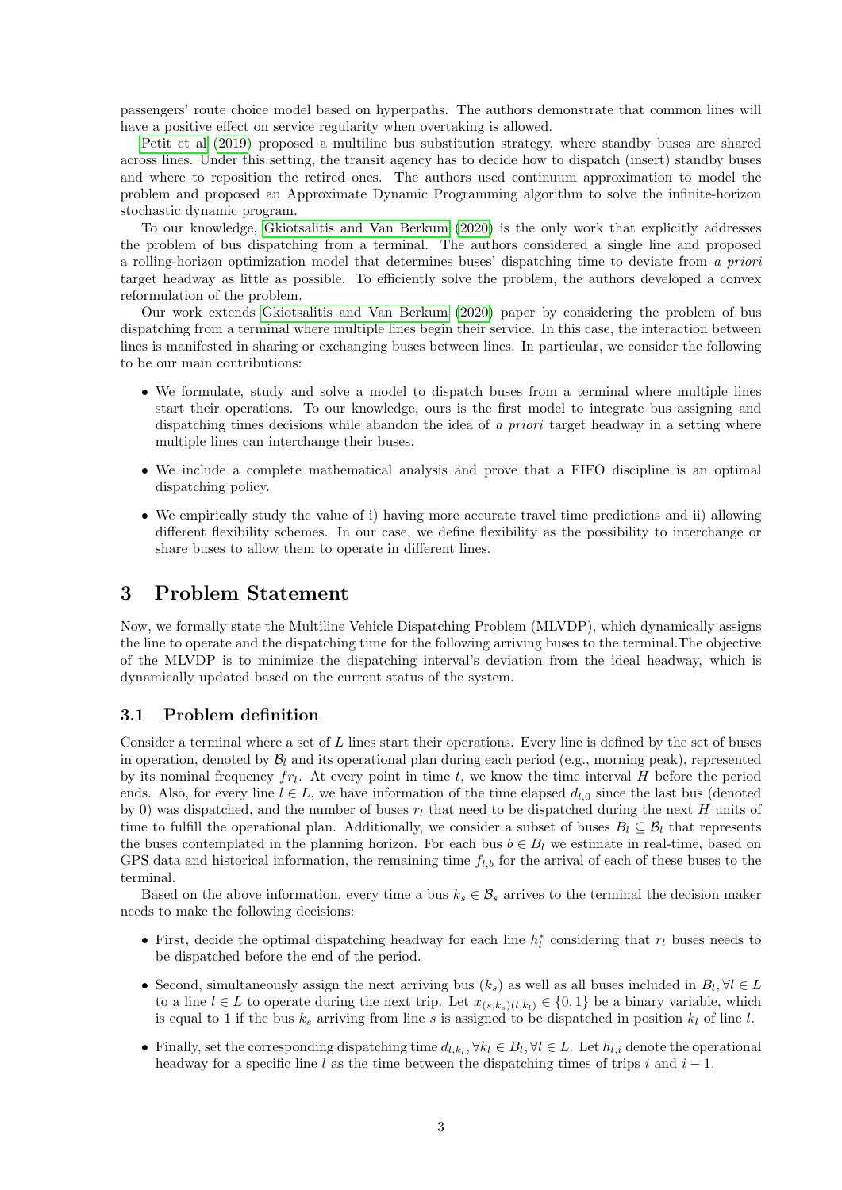passengers' route choice model based on hyperpaths. The authors demonstrate that common lines will have a positive effect on service regularity when overtaking is allowed.

Petit et al (2019) proposed a multiline bus substitution strategy, where standby buses are shared across lines. Under this setting, the transit agency has to decide how to dispatch (insert) standby buses and where to reposition the retired ones. The authors used continuum approximation to model the problem and proposed an Approximate Dynamic Programming algorithm to solve the infinite-horizon stochastic dynamic program.

To our knowledge, Gkiotsalitis and Van Berkum (2020) is the only work that explicitly addresses the problem of bus dispatching from a terminal. The authors considered a single line and proposed a rolling-horizon optimization model that determines buses' dispatching time to deviate from *a priori* target headway as little as possible. To efficiently solve the problem, the authors developed a convex reformulation of the problem.

Our work extends Gkiotsalitis and Van Berkum (2020) paper by considering the problem of bus dispatching from a terminal where multiple lines begin their service. In this case, the interaction between lines is manifested in sharing or exchanging buses between lines. In particular, we consider the following to be our main contributions:

- We formulate, study and solve a model to dispatch buses from a terminal where multiple lines start their operations. To our knowledge, ours is the first model to integrate bus assigning and dispatching times decisions while abandon the idea of *a priori* target headway in a setting where multiple lines can interchange their buses.
- We include a complete mathematical analysis and prove that a FIFO discipline is an optimal dispatching policy.
- We empirically study the value of i) having more accurate travel time predictions and ii) allowing different flexibility schemes. In our case, we define flexibility as the possibility to interchange or share buses to allow them to operate in different lines.

# 3 Problem Statement

Now, we formally state the Multiline Vehicle Dispatching Problem (MLVDP), which dynamically assigns the line to operate and the dispatching time for the following arriving buses to the terminal.The objective of the MLVDP is to minimize the dispatching interval's deviation from the ideal headway, which is dynamically updated based on the current status of the system.

## 3.1 Problem definition

Consider a terminal where a set of $L$ lines start their operations. Every line is defined by the set of buses in operation, denoted by $\mathcal{B}_l$ and its operational plan during each period (e.g., morning peak), represented by its nominal frequency $fr_l$. At every point in time $t$, we know the time interval $H$ before the period ends. Also, for every line $l \in L$, we have information of the time elapsed $d_{l,0}$ since the last bus (denoted by 0) was dispatched, and the number of buses $r_l$ that need to be dispatched during the next $H$ units of time to fulfill the operational plan. Additionally, we consider a subset of buses $B_l \subseteq \mathcal{B}_l$ that represents the buses contemplated in the planning horizon. For each bus $b \in B_l$ we estimate in real-time, based on GPS data and historical information, the remaining time $f_{l,b}$ for the arrival of each of these buses to the terminal.

Based on the above information, every time a bus $k_s \in \mathcal{B}_s$ arrives to the terminal the decision maker needs to make the following decisions:

- First, decide the optimal dispatching headway for each line $h_l^*$ considering that $r_l$ buses needs to be dispatched before the end of the period.
- Second, simultaneously assign the next arriving bus ($k_s$) as well as all buses included in $B_l, \forall l \in L$ to a line $l \in L$ to operate during the next trip. Let $x_{(s,k_s)(l,k_l)} \in \{0, 1\}$ be a binary variable, which is equal to 1 if the bus $k_s$ arriving from line $s$ is assigned to be dispatched in position $k_l$ of line $l$.
- Finally, set the corresponding dispatching time $d_{l,k_l}, \forall k_l \in B_l, \forall l \in L$. Let $h_{l,i}$ denote the operational headway for a specific line $l$ as the time between the dispatching times of trips $i$ and $i - 1$.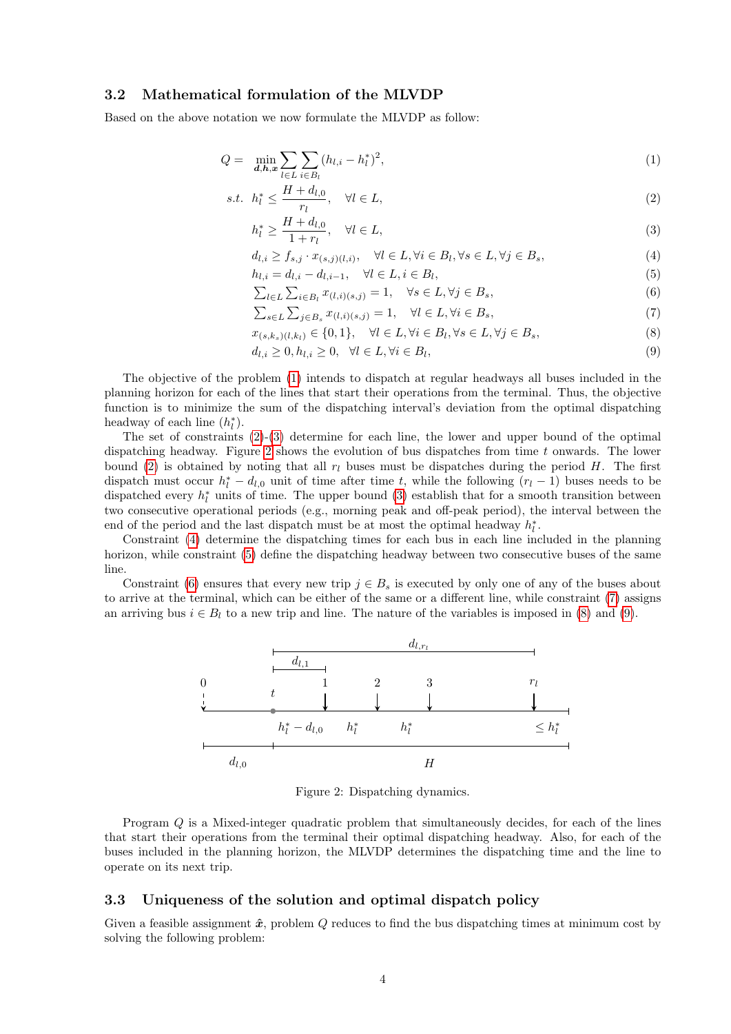### 3.2 Mathematical formulation of the MLVDP

Based on the above notation we now formulate the MLVDP as follow:

$$Q = \min_{\boldsymbol{d},\boldsymbol{h},\boldsymbol{x}} \sum_{l \in L} \sum_{i \in B_l} (h_{l,i} - h_l^*)^2, \tag{1}$$

$$s.t.\ \ h_l^* \leq \frac{H + d_{l,0}}{r_l}, \quad \forall l \in L, \tag{2}$$

$$h_l^* \geq \frac{H + d_{l,0}}{1 + r_l}, \quad \forall l \in L, \tag{3}$$

$$d_{l,i} \geq f_{s,j} \cdot x_{(s,j)(l,i)}, \quad \forall l \in L, \forall i \in B_l, \forall s \in L, \forall j \in B_s, \tag{4}$$

$$h_{l,i} = d_{l,i} - d_{l,i-1}, \quad \forall l \in L, i \in B_l, \tag{5}$$

$$\textstyle\sum_{l \in L} \sum_{i \in B_l} x_{(l,i)(s,j)} = 1, \quad \forall s \in L, \forall j \in B_s, \tag{6}$$

$$\textstyle\sum_{s \in L} \sum_{j \in B_s} x_{(l,i)(s,j)} = 1, \quad \forall l \in L, \forall i \in B_s, \tag{7}$$

$$x_{(s,k_s)(l,k_l)} \in \{0, 1\}, \quad \forall l \in L, \forall i \in B_l, \forall s \in L, \forall j \in B_s, \tag{8}$$

$$d_{l,i} \geq 0, h_{l,i} \geq 0, \quad \forall l \in L, \forall i \in B_l, \tag{9}$$

The objective of the problem (1) intends to dispatch at regular headways all buses included in the planning horizon for each of the lines that start their operations from the terminal. Thus, the objective function is to minimize the sum of the dispatching interval's deviation from the optimal dispatching headway of each line ($h_l^*$).

The set of constraints (2)-(3) determine for each line, the lower and upper bound of the optimal dispatching headway. Figure 2 shows the evolution of bus dispatches from time $t$ onwards. The lower bound (2) is obtained by noting that all $r_l$ buses must be dispatches during the period $H$. The first dispatch must occur $h_l^* - d_{l,0}$ unit of time after time $t$, while the following $(r_l - 1)$ buses needs to be dispatched every $h_l^*$ units of time. The upper bound (3) establish that for a smooth transition between two consecutive operational periods (e.g., morning peak and off-peak period), the interval between the end of the period and the last dispatch must be at most the optimal headway $h_l^*$.

Constraint (4) determine the dispatching times for each bus in each line included in the planning horizon, while constraint (5) define the dispatching headway between two consecutive buses of the same line.

Constraint (6) ensures that every new trip $j \in B_s$ is executed by only one of any of the buses about to arrive at the terminal, which can be either of the same or a different line, while constraint (7) assigns an arriving bus $i \in B_l$ to a new trip and line. The nature of the variables is imposed in (8) and (9).

Figure 2: Dispatching dynamics.

Program $Q$ is a Mixed-integer quadratic problem that simultaneously decides, for each of the lines that start their operations from the terminal their optimal dispatching headway. Also, for each of the buses included in the planning horizon, the MLVDP determines the dispatching time and the line to operate on its next trip.

### 3.3 Uniqueness of the solution and optimal dispatch policy

Given a feasible assignment $\hat{\boldsymbol{x}}$, problem $Q$ reduces to find the bus dispatching times at minimum cost by solving the following problem: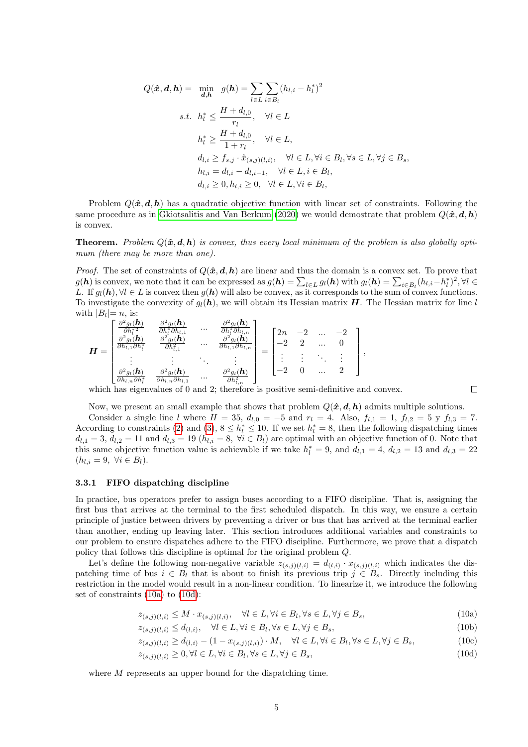$$
\begin{aligned}
Q(\hat{\boldsymbol{x}}, \boldsymbol{d}, \boldsymbol{h}) = \quad & \min_{\boldsymbol{d}, \boldsymbol{h}} \quad g(\boldsymbol{h}) = \sum_{l \in L} \sum_{i \in B_l} (h_{l,i} - h_l^*)^2 \\
s.t. \quad & h_l^* \leq \frac{H + d_{l,0}}{r_l}, \quad \forall l \in L \\
& h_l^* \geq \frac{H + d_{l,0}}{1 + r_l}, \quad \forall l \in L, \\
& d_{l,i} \geq f_{s,j} \cdot \hat{x}_{(s,j)(l,i)}, \quad \forall l \in L, \forall i \in B_l, \forall s \in L, \forall j \in B_s, \\
& h_{l,i} = d_{l,i} - d_{l,i-1}, \quad \forall l \in L, i \in B_l, \\
& d_{l,i} \geq 0, h_{l,i} \geq 0, \quad \forall l \in L, \forall i \in B_l,
\end{aligned}
$$

Problem $Q(\hat{\boldsymbol{x}}, \boldsymbol{d}, \boldsymbol{h})$ has a quadratic objective function with linear set of constraints. Following the same procedure as in Gkiotsalitis and Van Berkum (2020) we would demostrate that problem $Q(\hat{\boldsymbol{x}}, \boldsymbol{d}, \boldsymbol{h})$ is convex.

**Theorem.** *Problem $Q(\hat{\boldsymbol{x}}, \boldsymbol{d}, \boldsymbol{h})$ is convex, thus every local minimum of the problem is also globally optimum (there may be more than one).*

*Proof.* The set of constraints of $Q(\hat{\boldsymbol{x}}, \boldsymbol{d}, \boldsymbol{h})$ are linear and thus the domain is a convex set. To prove that $g(\boldsymbol{h})$ is convex, we note that it can be expressed as $g(\boldsymbol{h}) = \sum_{l \in L} g_l(\boldsymbol{h})$ with $g_l(\boldsymbol{h}) = \sum_{i \in B_l} (h_{l,i} - h_l^*)^2, \forall l \in L$. If $g_l(\boldsymbol{h}), \forall l \in L$ is convex then $g(\boldsymbol{h})$ will also be convex, as it corresponds to the sum of convex functions. To investigate the convexity of $g_l(\boldsymbol{h})$, we will obtain its Hessian matrix $\boldsymbol{H}$. The Hessian matrix for line $l$ with $|B_l| = n$, is:

$$
\boldsymbol{H} = \begin{bmatrix}
\frac{\partial^2 g_l(\boldsymbol{h})}{\partial h_l^{*2}} & \frac{\partial^2 g_l(\boldsymbol{h})}{\partial h_l^* \partial h_{l,1}} & \cdots & \frac{\partial^2 g_l(\boldsymbol{h})}{\partial h_l^* \partial h_{l,n}} \\
\frac{\partial^2 g_l(\boldsymbol{h})}{\partial h_{l,1} \partial h_l^*} & \frac{\partial^2 g_l(\boldsymbol{h})}{\partial h_{l,1}^2} & \cdots & \frac{\partial^2 g_l(\boldsymbol{h})}{\partial h_{l,1} \partial h_{l,n}} \\
\vdots & \vdots & \ddots & \vdots \\
\frac{\partial^2 g_l(\boldsymbol{h})}{\partial h_{l,n} \partial h_l^*} & \frac{\partial^2 g_l(\boldsymbol{h})}{\partial h_{l,n} \partial h_{l,1}} & \cdots & \frac{\partial^2 g_l(\boldsymbol{h})}{\partial h_{l,n}^2}
\end{bmatrix} = \begin{bmatrix}
2n & -2 & \ldots & -2 \\
-2 & 2 & \ldots & 0 \\
\vdots & \vdots & \ddots & \vdots \\
-2 & 0 & \ldots & 2
\end{bmatrix},
$$

which has eigenvalues of 0 and 2; therefore is positive semi-definitive and convex. □

Now, we present an small example that shows that problem $Q(\hat{\boldsymbol{x}}, \boldsymbol{d}, \boldsymbol{h})$ admits multiple solutions.

Consider a single line $l$ where $H = 35$, $d_{l,0} = -5$ and $r_l = 4$. Also, $f_{l,1} = 1$, $f_{l,2} = 5$ y $f_{l,3} = 7$. According to constraints (2) and (3), $8 \leq h_l^* \leq 10$. If we set $h_l^* = 8$, then the following dispatching times $d_{l,1} = 3$, $d_{l,2} = 11$ and $d_{l,3} = 19$ ($h_{l,i} = 8$, $\forall i \in B_l$) are optimal with an objective function of 0. Note that this same objective function value is achievable if we take $h_l^* = 9$, and $d_{l,1} = 4$, $d_{l,2} = 13$ and $d_{l,3} = 22$ ($h_{l,i} = 9$, $\forall i \in B_l$).

### 3.3.1 FIFO dispatching discipline

In practice, bus operators prefer to assign buses according to a FIFO discipline. That is, assigning the first bus that arrives at the terminal to the first scheduled dispatch. In this way, we ensure a certain principle of justice between drivers by preventing a driver or bus that has arrived at the terminal earlier than another, ending up leaving later. This section introduces additional variables and constraints to our problem to ensure dispatches adhere to the FIFO discipline. Furthermore, we prove that a dispatch policy that follows this discipline is optimal for the original problem $Q$.

Let's define the following non-negative variable $z_{(s,j)(l,i)} = d_{(l,i)} \cdot x_{(s,j)(l,i)}$ which indicates the dispatching time of bus $i \in B_l$ that is about to finish its previous trip $j \in B_s$. Directly including this restriction in the model would result in a non-linear condition. To linearize it, we introduce the following set of constraints (10a) to (10d):

$$
z_{(s,j)(l,i)} \leq M \cdot x_{(s,j)(l,i)}, \quad \forall l \in L, \forall i \in B_l, \forall s \in L, \forall j \in B_s, \tag{10a}
$$

$$
z_{(s,j)(l,i)} \leq d_{(l,i)}, \quad \forall l \in L, \forall i \in B_l, \forall s \in L, \forall j \in B_s, \tag{10b}
$$

$$
z_{(s,j)(l,i)} \geq d_{(l,i)} - (1 - x_{(s,j)(l,i)}) \cdot M, \quad \forall l \in L, \forall i \in B_l, \forall s \in L, \forall j \in B_s, \tag{10c}
$$

$$
z_{(s,j)(l,i)} \geq 0, \forall l \in L, \forall i \in B_l, \forall s \in L, \forall j \in B_s, \tag{10d}
$$

where $M$ represents an upper bound for the dispatching time.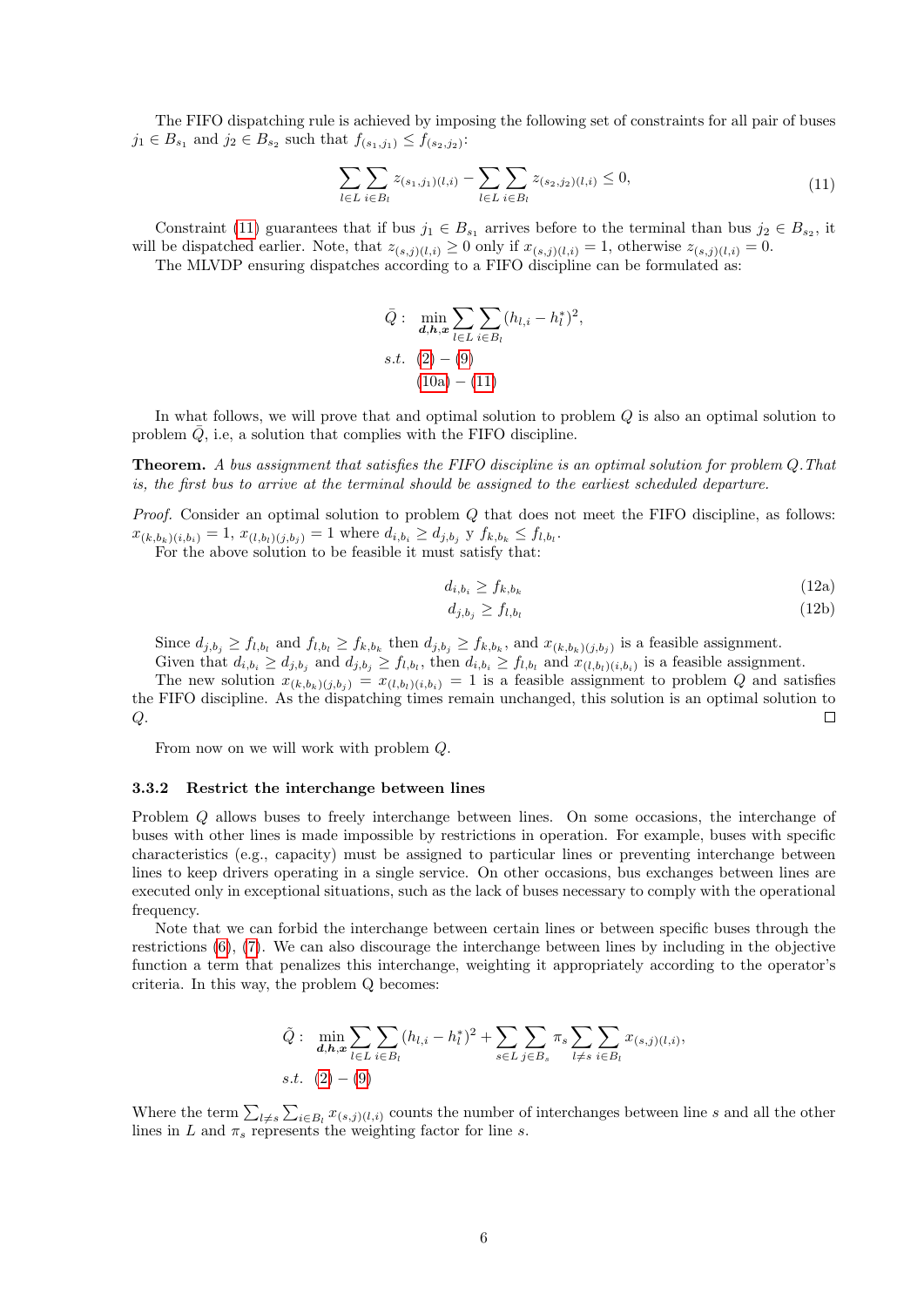The FIFO dispatching rule is achieved by imposing the following set of constraints for all pair of buses $j_1 \in B_{s_1}$ and $j_2 \in B_{s_2}$ such that $f_{(s_1,j_1)} \leq f_{(s_2,j_2)}$:

$$\sum_{l \in L} \sum_{i \in B_l} z_{(s_1,j_1)(l,i)} - \sum_{l \in L} \sum_{i \in B_l} z_{(s_2,j_2)(l,i)} \leq 0, \tag{11}$$

Constraint (11) guarantees that if bus $j_1 \in B_{s_1}$ arrives before to the terminal than bus $j_2 \in B_{s_2}$, it will be dispatched earlier. Note, that $z_{(s,j)(l,i)} \geq 0$ only if $x_{(s,j)(l,i)} = 1$, otherwise $z_{(s,j)(l,i)} = 0$.

The MLVDP ensuring dispatches according to a FIFO discipline can be formulated as:

$$\bar{Q}: \min_{\boldsymbol{d},\boldsymbol{h},\boldsymbol{x}} \sum_{l \in L} \sum_{i \in B_l} (h_{l,i} - h_l^*)^2,$$
$$s.t. \quad (2) - (9)$$
$$(10a) - (11)$$

In what follows, we will prove that and optimal solution to problem $Q$ is also an optimal solution to problem $\bar{Q}$, i.e, a solution that complies with the FIFO discipline.

**Theorem.** *A bus assignment that satisfies the FIFO discipline is an optimal solution for problem Q.That is, the first bus to arrive at the terminal should be assigned to the earliest scheduled departure.*

*Proof.* Consider an optimal solution to problem $Q$ that does not meet the FIFO discipline, as follows: $x_{(k,b_k)(i,b_i)} = 1$, $x_{(l,b_l)(j,b_j)} = 1$ where $d_{i,b_i} \geq d_{j,b_j}$ y $f_{k,b_k} \leq f_{l,b_l}$.

For the above solution to be feasible it must satisfy that:

$$d_{i,b_i} \geq f_{k,b_k} \tag{12a}$$
$$d_{j,b_j} \geq f_{l,b_l} \tag{12b}$$

Since $d_{j,b_j} \geq f_{l,b_l}$ and $f_{l,b_l} \geq f_{k,b_k}$ then $d_{j,b_j} \geq f_{k,b_k}$, and $x_{(k,b_k)(j,b_j)}$ is a feasible assignment.

Given that $d_{i,b_i} \geq d_{j,b_j}$ and $d_{j,b_j} \geq f_{l,b_l}$, then $d_{i,b_i} \geq f_{l,b_l}$ and $x_{(l,b_l)(i,b_i)}$ is a feasible assignment.

The new solution $x_{(k,b_k)(j,b_j)} = x_{(l,b_l)(i,b_i)} = 1$ is a feasible assignment to problem $Q$ and satisfies the FIFO discipline. As the dispatching times remain unchanged, this solution is an optimal solution to $Q$. □

From now on we will work with problem $Q$.

### 3.3.2 Restrict the interchange between lines

Problem $Q$ allows buses to freely interchange between lines. On some occasions, the interchange of buses with other lines is made impossible by restrictions in operation. For example, buses with specific characteristics (e.g., capacity) must be assigned to particular lines or preventing interchange between lines to keep drivers operating in a single service. On other occasions, bus exchanges between lines are executed only in exceptional situations, such as the lack of buses necessary to comply with the operational frequency.

Note that we can forbid the interchange between certain lines or between specific buses through the restrictions (6), (7). We can also discourage the interchange between lines by including in the objective function a term that penalizes this interchange, weighting it appropriately according to the operator's criteria. In this way, the problem Q becomes:

$$\tilde{Q}: \min_{\boldsymbol{d},\boldsymbol{h},\boldsymbol{x}} \sum_{l \in L} \sum_{i \in B_l} (h_{l,i} - h_l^*)^2 + \sum_{s \in L} \sum_{j \in B_s} \pi_s \sum_{l \neq s} \sum_{i \in B_l} x_{(s,j)(l,i)},$$
$$s.t. \quad (2) - (9)$$

Where the term $\sum_{l \neq s} \sum_{i \in B_l} x_{(s,j)(l,i)}$ counts the number of interchanges between line $s$ and all the other lines in $L$ and $\pi_s$ represents the weighting factor for line $s$.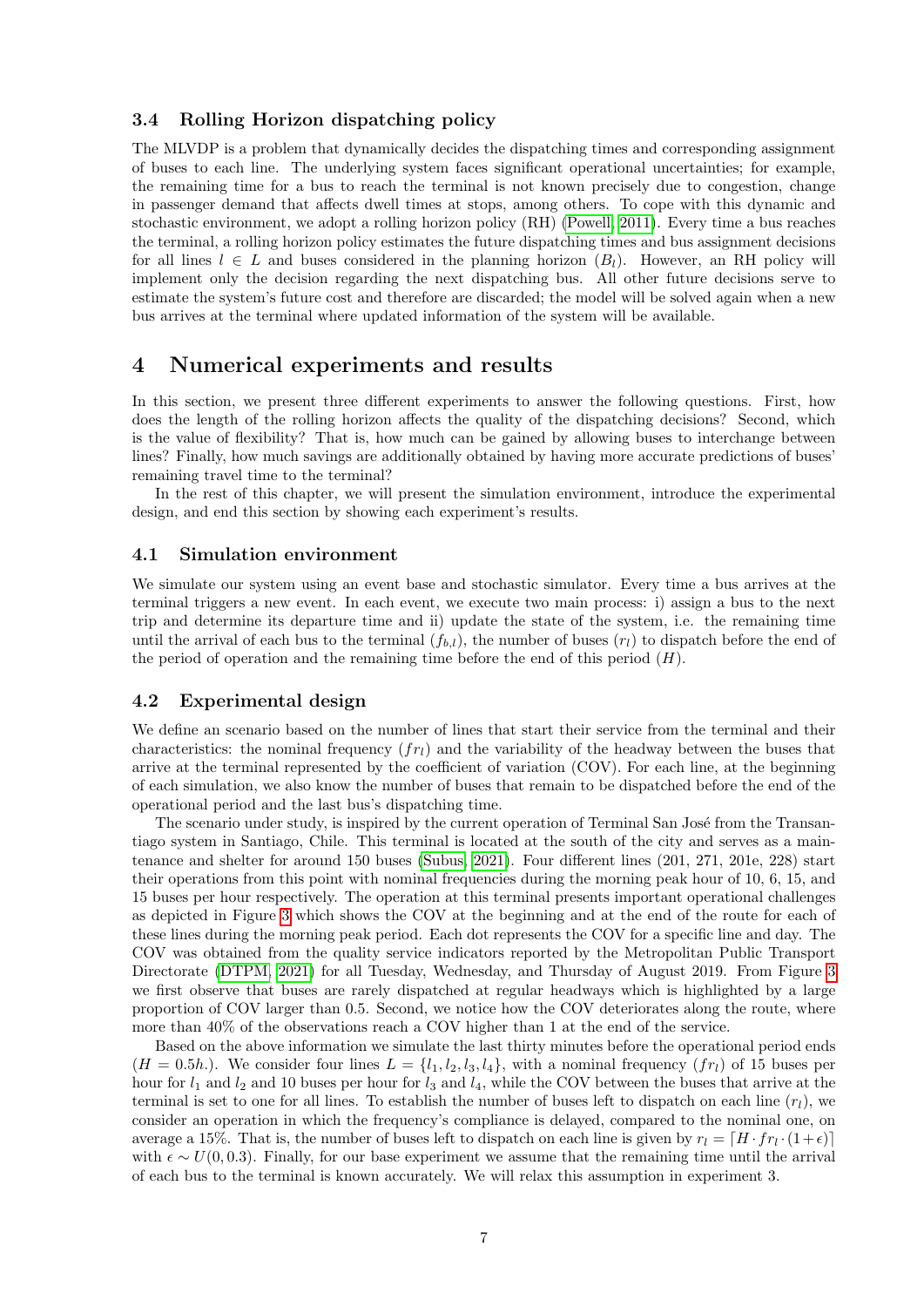### 3.4 Rolling Horizon dispatching policy

The MLVDP is a problem that dynamically decides the dispatching times and corresponding assignment of buses to each line. The underlying system faces significant operational uncertainties; for example, the remaining time for a bus to reach the terminal is not known precisely due to congestion, change in passenger demand that affects dwell times at stops, among others. To cope with this dynamic and stochastic environment, we adopt a rolling horizon policy (RH) (Powell, 2011). Every time a bus reaches the terminal, a rolling horizon policy estimates the future dispatching times and bus assignment decisions for all lines $l \in L$ and buses considered in the planning horizon ($B_l$). However, an RH policy will implement only the decision regarding the next dispatching bus. All other future decisions serve to estimate the system's future cost and therefore are discarded; the model will be solved again when a new bus arrives at the terminal where updated information of the system will be available.

# 4 Numerical experiments and results

In this section, we present three different experiments to answer the following questions. First, how does the length of the rolling horizon affects the quality of the dispatching decisions? Second, which is the value of flexibility? That is, how much can be gained by allowing buses to interchange between lines? Finally, how much savings are additionally obtained by having more accurate predictions of buses' remaining travel time to the terminal?

In the rest of this chapter, we will present the simulation environment, introduce the experimental design, and end this section by showing each experiment's results.

## 4.1 Simulation environment

We simulate our system using an event base and stochastic simulator. Every time a bus arrives at the terminal triggers a new event. In each event, we execute two main process: i) assign a bus to the next trip and determine its departure time and ii) update the state of the system, i.e. the remaining time until the arrival of each bus to the terminal ($f_{b,l}$), the number of buses ($r_l$) to dispatch before the end of the period of operation and the remaining time before the end of this period ($H$).

## 4.2 Experimental design

We define an scenario based on the number of lines that start their service from the terminal and their characteristics: the nominal frequency ($fr_l$) and the variability of the headway between the buses that arrive at the terminal represented by the coefficient of variation (COV). For each line, at the beginning of each simulation, we also know the number of buses that remain to be dispatched before the end of the operational period and the last bus's dispatching time.

The scenario under study, is inspired by the current operation of Terminal San José from the Transantiago system in Santiago, Chile. This terminal is located at the south of the city and serves as a maintenance and shelter for around 150 buses (Subus, 2021). Four different lines (201, 271, 201e, 228) start their operations from this point with nominal frequencies during the morning peak hour of 10, 6, 15, and 15 buses per hour respectively. The operation at this terminal presents important operational challenges as depicted in Figure 3 which shows the COV at the beginning and at the end of the route for each of these lines during the morning peak period. Each dot represents the COV for a specific line and day. The COV was obtained from the quality service indicators reported by the Metropolitan Public Transport Directorate (DTPM, 2021) for all Tuesday, Wednesday, and Thursday of August 2019. From Figure 3 we first observe that buses are rarely dispatched at regular headways which is highlighted by a large proportion of COV larger than 0.5. Second, we notice how the COV deteriorates along the route, where more than 40% of the observations reach a COV higher than 1 at the end of the service.

Based on the above information we simulate the last thirty minutes before the operational period ends ($H = 0.5h.$). We consider four lines $L = \{l_1, l_2, l_3, l_4\}$, with a nominal frequency ($fr_l$) of 15 buses per hour for $l_1$ and $l_2$ and 10 buses per hour for $l_3$ and $l_4$, while the COV between the buses that arrive at the terminal is set to one for all lines. To establish the number of buses left to dispatch on each line ($r_l$), we consider an operation in which the frequency's compliance is delayed, compared to the nominal one, on average a 15%. That is, the number of buses left to dispatch on each line is given by $r_l = \lceil H \cdot fr_l \cdot (1+\epsilon) \rceil$ with $\epsilon \sim U(0, 0.3)$. Finally, for our base experiment we assume that the remaining time until the arrival of each bus to the terminal is known accurately. We will relax this assumption in experiment 3.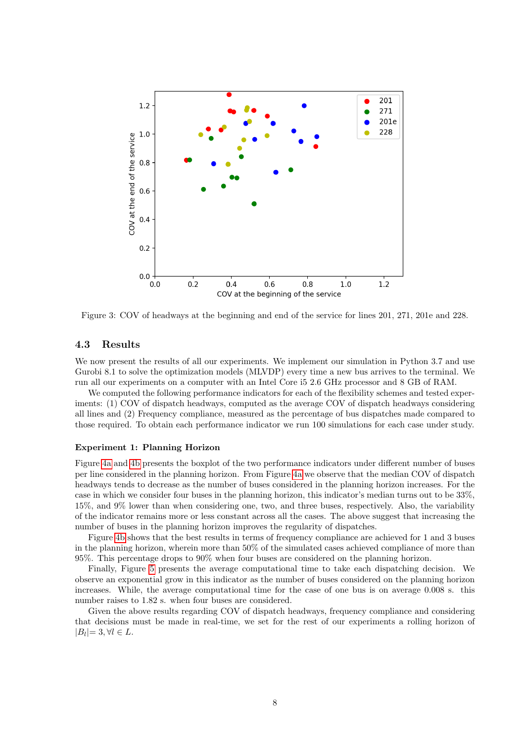Figure 3: COV of headways at the beginning and end of the service for lines 201, 271, 201e and 228.

### 4.3 Results

We now present the results of all our experiments. We implement our simulation in Python 3.7 and use Gurobi 8.1 to solve the optimization models (MLVDP) every time a new bus arrives to the terminal. We run all our experiments on a computer with an Intel Core i5 2.6 GHz processor and 8 GB of RAM.

We computed the following performance indicators for each of the flexibility schemes and tested experiments: (1) COV of dispatch headways, computed as the average COV of dispatch headways considering all lines and (2) Frequency compliance, measured as the percentage of bus dispatches made compared to those required. To obtain each performance indicator we run 100 simulations for each case under study.

**Experiment 1: Planning Horizon**

Figure 4a and 4b presents the boxplot of the two performance indicators under different number of buses per line considered in the planning horizon. From Figure 4a we observe that the median COV of dispatch headways tends to decrease as the number of buses considered in the planning horizon increases. For the case in which we consider four buses in the planning horizon, this indicator's median turns out to be 33%, 15%, and 9% lower than when considering one, two, and three buses, respectively. Also, the variability of the indicator remains more or less constant across all the cases. The above suggest that increasing the number of buses in the planning horizon improves the regularity of dispatches.

Figure 4b shows that the best results in terms of frequency compliance are achieved for 1 and 3 buses in the planning horizon, wherein more than 50% of the simulated cases achieved compliance of more than 95%. This percentage drops to 90% when four buses are considered on the planning horizon.

Finally, Figure 5 presents the average computational time to take each dispatching decision. We observe an exponential grow in this indicator as the number of buses considered on the planning horizon increases. While, the average computational time for the case of one bus is on average 0.008 s. this number raises to 1.82 s. when four buses are considered.

Given the above results regarding COV of dispatch headways, frequency compliance and considering that decisions must be made in real-time, we set for the rest of our experiments a rolling horizon of $|B_l| = 3, \forall l \in L$.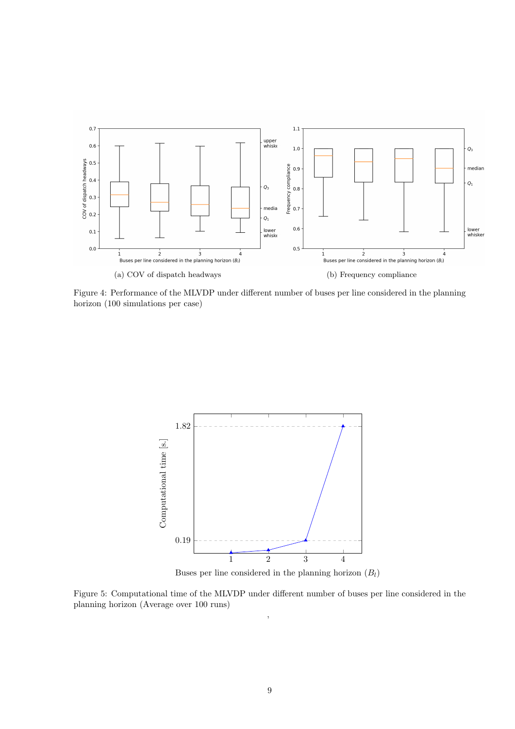(a) COV of dispatch headways

(b) Frequency compliance

Figure 4: Performance of the MLVDP under different number of buses per line considered in the planning horizon (100 simulations per case)

Figure 5: Computational time of the MLVDP under different number of buses per line considered in the planning horizon (Average over 100 runs)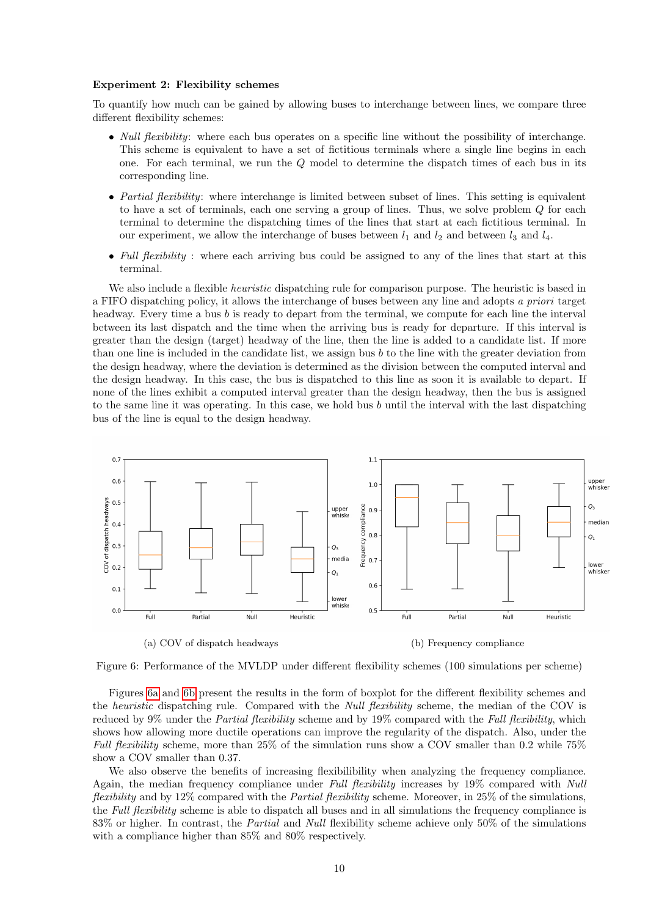**Experiment 2: Flexibility schemes**

To quantify how much can be gained by allowing buses to interchange between lines, we compare three different flexibility schemes:

- *Null flexibility*: where each bus operates on a specific line without the possibility of interchange. This scheme is equivalent to have a set of fictitious terminals where a single line begins in each one. For each terminal, we run the $Q$ model to determine the dispatch times of each bus in its corresponding line.
- *Partial flexibility*: where interchange is limited between subset of lines. This setting is equivalent to have a set of terminals, each one serving a group of lines. Thus, we solve problem $Q$ for each terminal to determine the dispatching times of the lines that start at each fictitious terminal. In our experiment, we allow the interchange of buses between $l_1$ and $l_2$ and between $l_3$ and $l_4$.
- *Full flexibility* : where each arriving bus could be assigned to any of the lines that start at this terminal.

We also include a flexible *heuristic* dispatching rule for comparison purpose. The heuristic is based in a FIFO dispatching policy, it allows the interchange of buses between any line and adopts *a priori* target headway. Every time a bus $b$ is ready to depart from the terminal, we compute for each line the interval between its last dispatch and the time when the arriving bus is ready for departure. If this interval is greater than the design (target) headway of the line, then the line is added to a candidate list. If more than one line is included in the candidate list, we assign bus $b$ to the line with the greater deviation from the design headway, where the deviation is determined as the division between the computed interval and the design headway. In this case, the bus is dispatched to this line as soon it is available to depart. If none of the lines exhibit a computed interval greater than the design headway, then the bus is assigned to the same line it was operating. In this case, we hold bus $b$ until the interval with the last dispatching bus of the line is equal to the design headway.

(a) COV of dispatch headways

(b) Frequency compliance

Figure 6: Performance of the MVLDP under different flexibility schemes (100 simulations per scheme)

Figures 6a and 6b present the results in the form of boxplot for the different flexibility schemes and the *heuristic* dispatching rule. Compared with the *Null flexibility* scheme, the median of the COV is reduced by 9% under the *Partial flexibility* scheme and by 19% compared with the *Full flexibility*, which shows how allowing more ductile operations can improve the regularity of the dispatch. Also, under the *Full flexibility* scheme, more than 25% of the simulation runs show a COV smaller than 0.2 while 75% show a COV smaller than 0.37.

We also observe the benefits of increasing flexibilibility when analyzing the frequency compliance. Again, the median frequency compliance under *Full flexibility* increases by 19% compared with *Null flexibility* and by 12% compared with the *Partial flexibility* scheme. Moreover, in 25% of the simulations, the *Full flexibility* scheme is able to dispatch all buses and in all simulations the frequency compliance is 83% or higher. In contrast, the *Partial* and *Null* flexibility scheme achieve only 50% of the simulations with a compliance higher than 85% and 80% respectively.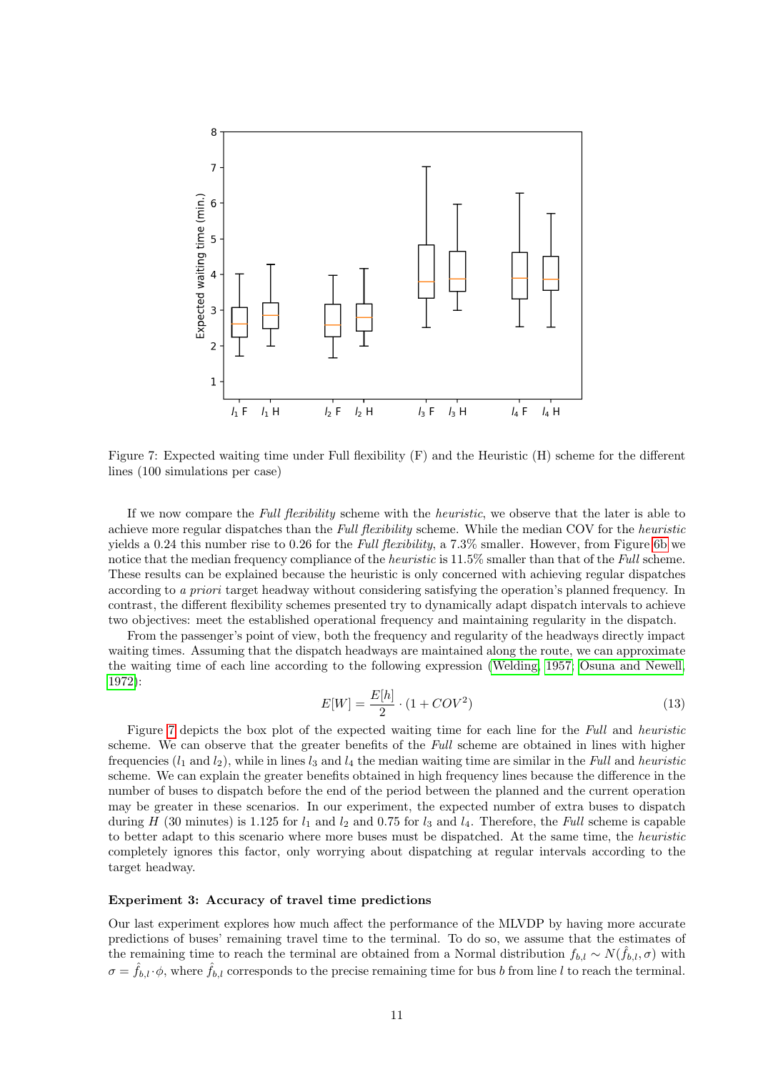Figure 7: Expected waiting time under Full flexibility (F) and the Heuristic (H) scheme for the different lines (100 simulations per case)

If we now compare the *Full flexibility* scheme with the *heuristic*, we observe that the later is able to achieve more regular dispatches than the *Full flexibility* scheme. While the median COV for the *heuristic* yields a 0.24 this number rise to 0.26 for the *Full flexibility*, a 7.3% smaller. However, from Figure 6b we notice that the median frequency compliance of the *heuristic* is 11.5% smaller than that of the *Full* scheme. These results can be explained because the heuristic is only concerned with achieving regular dispatches according to *a priori* target headway without considering satisfying the operation's planned frequency. In contrast, the different flexibility schemes presented try to dynamically adapt dispatch intervals to achieve two objectives: meet the established operational frequency and maintaining regularity in the dispatch.

From the passenger's point of view, both the frequency and regularity of the headways directly impact waiting times. Assuming that the dispatch headways are maintained along the route, we can approximate the waiting time of each line according to the following expression (Welding, 1957; Osuna and Newell, 1972):

$$E[W] = \frac{E[h]}{2} \cdot (1 + COV^2) \tag{13}$$

Figure 7 depicts the box plot of the expected waiting time for each line for the *Full* and *heuristic* scheme. We can observe that the greater benefits of the *Full* scheme are obtained in lines with higher frequencies ($l_1$ and $l_2$), while in lines $l_3$ and $l_4$ the median waiting time are similar in the *Full* and *heuristic* scheme. We can explain the greater benefits obtained in high frequency lines because the difference in the number of buses to dispatch before the end of the period between the planned and the current operation may be greater in these scenarios. In our experiment, the expected number of extra buses to dispatch during $H$ (30 minutes) is 1.125 for $l_1$ and $l_2$ and 0.75 for $l_3$ and $l_4$. Therefore, the *Full* scheme is capable to better adapt to this scenario where more buses must be dispatched. At the same time, the *heuristic* completely ignores this factor, only worrying about dispatching at regular intervals according to the target headway.

#### Experiment 3: Accuracy of travel time predictions

Our last experiment explores how much affect the performance of the MLVDP by having more accurate predictions of buses' remaining travel time to the terminal. To do so, we assume that the estimates of the remaining time to reach the terminal are obtained from a Normal distribution $f_{b,l} \sim N(\hat{f}_{b,l}, \sigma)$ with $\sigma = \hat{f}_{b,l} \cdot \phi$, where $\hat{f}_{b,l}$ corresponds to the precise remaining time for bus $b$ from line $l$ to reach the terminal.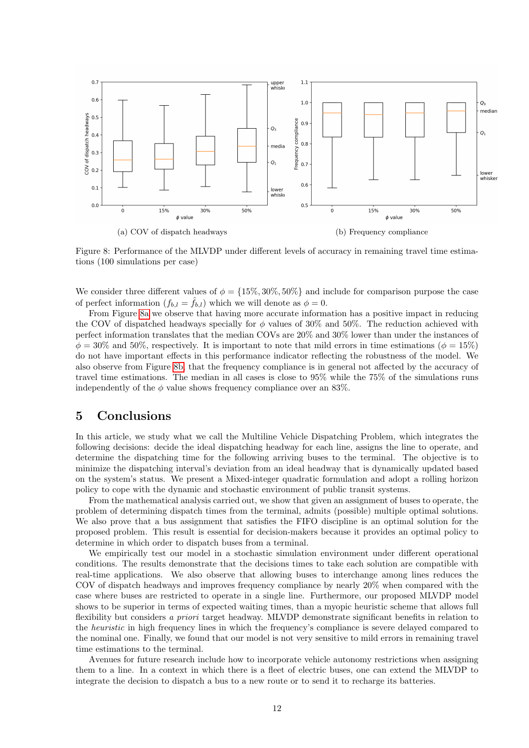(a) COV of dispatch headways

(b) Frequency compliance

Figure 8: Performance of the MLVDP under different levels of accuracy in remaining travel time estimations (100 simulations per case)

We consider three different values of $\phi = \{15\%, 30\%, 50\%\}$ and include for comparison purpose the case of perfect information ($f_{b,l} = \hat{f}_{b,l}$) which we will denote as $\phi = 0$.

From Figure 8a we observe that having more accurate information has a positive impact in reducing the COV of dispatched headways specially for $\phi$ values of 30% and 50%. The reduction achieved with perfect information translates that the median COVs are 20% and 30% lower than under the instances of $\phi = 30\%$ and 50%, respectively. It is important to note that mild errors in time estimations ($\phi = 15\%$) do not have important effects in this performance indicator reflecting the robustness of the model. We also observe from Figure 8b, that the frequency compliance is in general not affected by the accuracy of travel time estimations. The median in all cases is close to 95% while the 75% of the simulations runs independently of the $\phi$ value shows frequency compliance over an 83%.

## 5 Conclusions

In this article, we study what we call the Multiline Vehicle Dispatching Problem, which integrates the following decisions: decide the ideal dispatching headway for each line, assigns the line to operate, and determine the dispatching time for the following arriving buses to the terminal. The objective is to minimize the dispatching interval's deviation from an ideal headway that is dynamically updated based on the system's status. We present a Mixed-integer quadratic formulation and adopt a rolling horizon policy to cope with the dynamic and stochastic environment of public transit systems.

From the mathematical analysis carried out, we show that given an assignment of buses to operate, the problem of determining dispatch times from the terminal, admits (possible) multiple optimal solutions. We also prove that a bus assignment that satisfies the FIFO discipline is an optimal solution for the proposed problem. This result is essential for decision-makers because it provides an optimal policy to determine in which order to dispatch buses from a terminal.

We empirically test our model in a stochastic simulation environment under different operational conditions. The results demonstrate that the decisions times to take each solution are compatible with real-time applications. We also observe that allowing buses to interchange among lines reduces the COV of dispatch headways and improves frequency compliance by nearly 20% when compared with the case where buses are restricted to operate in a single line. Furthermore, our proposed MLVDP model shows to be superior in terms of expected waiting times, than a myopic heuristic scheme that allows full flexibility but considers *a priori* target headway. MLVDP demonstrate significant benefits in relation to the *heuristic* in high frequency lines in which the frequency's compliance is severe delayed compared to the nominal one. Finally, we found that our model is not very sensitive to mild errors in remaining travel time estimations to the terminal.

Avenues for future research include how to incorporate vehicle autonomy restrictions when assigning them to a line. In a context in which there is a fleet of electric buses, one can extend the MLVDP to integrate the decision to dispatch a bus to a new route or to send it to recharge its batteries.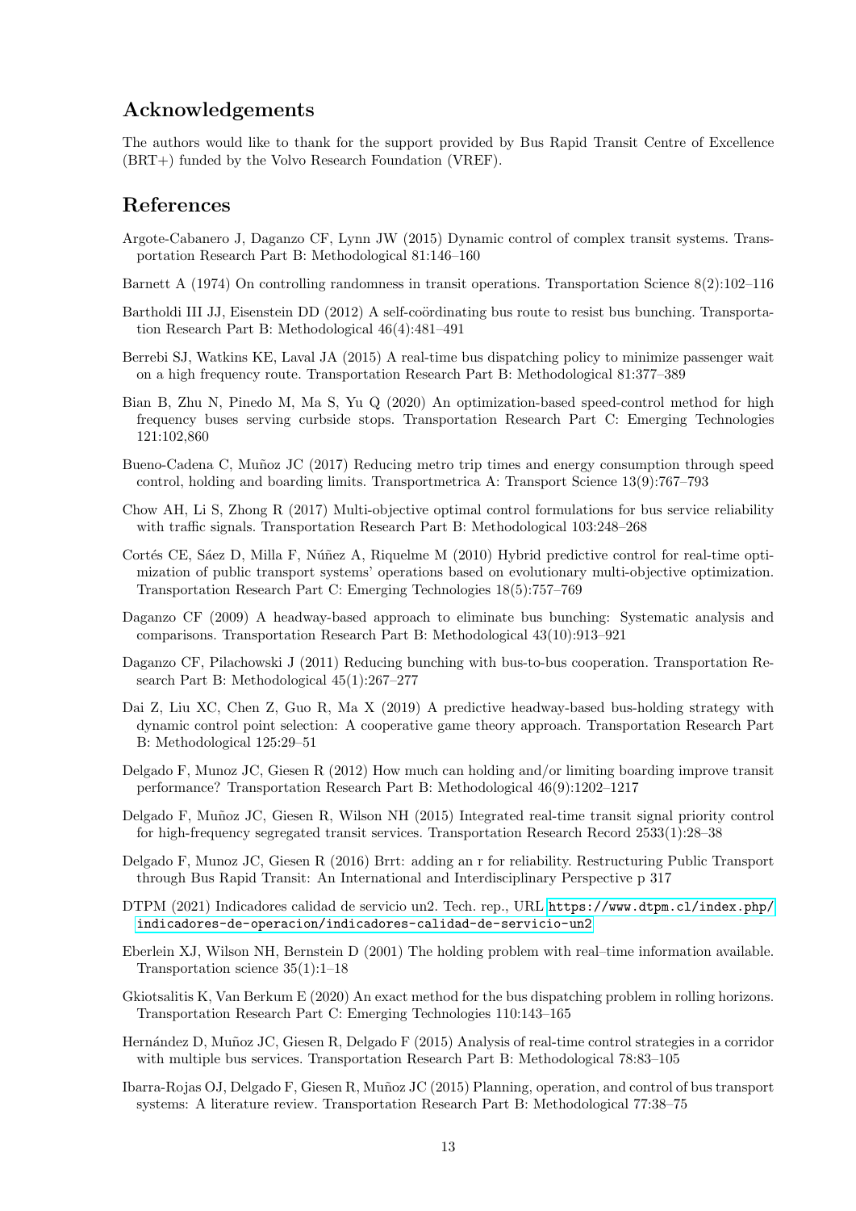## Acknowledgements

The authors would like to thank for the support provided by Bus Rapid Transit Centre of Excellence (BRT+) funded by the Volvo Research Foundation (VREF).

## References

Argote-Cabanero J, Daganzo CF, Lynn JW (2015) Dynamic control of complex transit systems. Transportation Research Part B: Methodological 81:146–160

Barnett A (1974) On controlling randomness in transit operations. Transportation Science 8(2):102–116

Bartholdi III JJ, Eisenstein DD (2012) A self-coördinating bus route to resist bus bunching. Transportation Research Part B: Methodological 46(4):481–491

Berrebi SJ, Watkins KE, Laval JA (2015) A real-time bus dispatching policy to minimize passenger wait on a high frequency route. Transportation Research Part B: Methodological 81:377–389

Bian B, Zhu N, Pinedo M, Ma S, Yu Q (2020) An optimization-based speed-control method for high frequency buses serving curbside stops. Transportation Research Part C: Emerging Technologies 121:102,860

Bueno-Cadena C, Muñoz JC (2017) Reducing metro trip times and energy consumption through speed control, holding and boarding limits. Transportmetrica A: Transport Science 13(9):767–793

Chow AH, Li S, Zhong R (2017) Multi-objective optimal control formulations for bus service reliability with traffic signals. Transportation Research Part B: Methodological 103:248–268

Cortés CE, Sáez D, Milla F, Núñez A, Riquelme M (2010) Hybrid predictive control for real-time optimization of public transport systems' operations based on evolutionary multi-objective optimization. Transportation Research Part C: Emerging Technologies 18(5):757–769

Daganzo CF (2009) A headway-based approach to eliminate bus bunching: Systematic analysis and comparisons. Transportation Research Part B: Methodological 43(10):913–921

Daganzo CF, Pilachowski J (2011) Reducing bunching with bus-to-bus cooperation. Transportation Research Part B: Methodological 45(1):267–277

Dai Z, Liu XC, Chen Z, Guo R, Ma X (2019) A predictive headway-based bus-holding strategy with dynamic control point selection: A cooperative game theory approach. Transportation Research Part B: Methodological 125:29–51

Delgado F, Munoz JC, Giesen R (2012) How much can holding and/or limiting boarding improve transit performance? Transportation Research Part B: Methodological 46(9):1202–1217

Delgado F, Muñoz JC, Giesen R, Wilson NH (2015) Integrated real-time transit signal priority control for high-frequency segregated transit services. Transportation Research Record 2533(1):28–38

Delgado F, Munoz JC, Giesen R (2016) Brrt: adding an r for reliability. Restructuring Public Transport through Bus Rapid Transit: An International and Interdisciplinary Perspective p 317

DTPM (2021) Indicadores calidad de servicio un2. Tech. rep., URL https://www.dtpm.cl/index.php/indicadores-de-operacion/indicadores-calidad-de-servicio-un2

Eberlein XJ, Wilson NH, Bernstein D (2001) The holding problem with real–time information available. Transportation science 35(1):1–18

Gkiotsalitis K, Van Berkum E (2020) An exact method for the bus dispatching problem in rolling horizons. Transportation Research Part C: Emerging Technologies 110:143–165

Hernández D, Muñoz JC, Giesen R, Delgado F (2015) Analysis of real-time control strategies in a corridor with multiple bus services. Transportation Research Part B: Methodological 78:83–105

Ibarra-Rojas OJ, Delgado F, Giesen R, Muñoz JC (2015) Planning, operation, and control of bus transport systems: A literature review. Transportation Research Part B: Methodological 77:38–75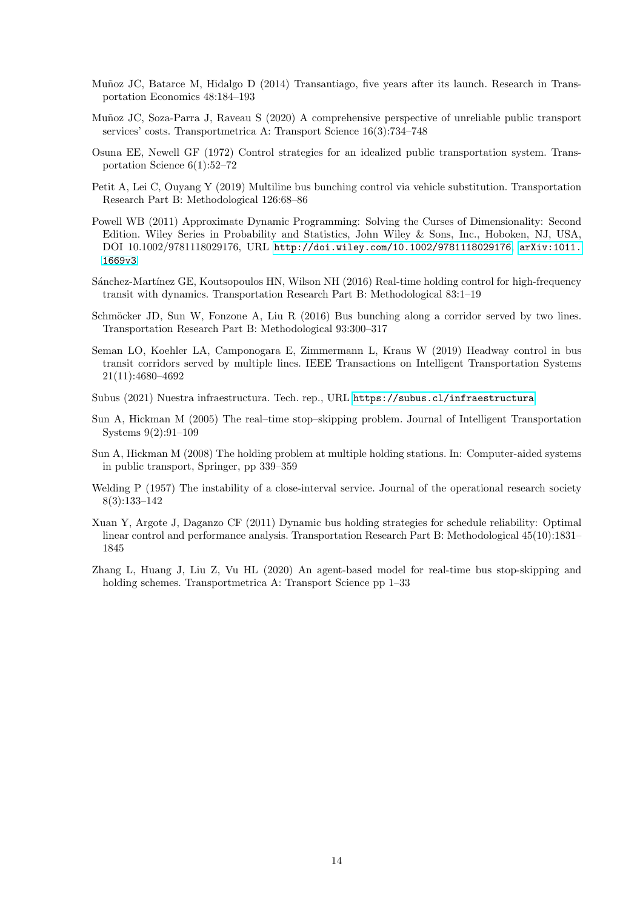Muñoz JC, Batarce M, Hidalgo D (2014) Transantiago, five years after its launch. Research in Transportation Economics 48:184–193

Muñoz JC, Soza-Parra J, Raveau S (2020) A comprehensive perspective of unreliable public transport services' costs. Transportmetrica A: Transport Science 16(3):734–748

Osuna EE, Newell GF (1972) Control strategies for an idealized public transportation system. Transportation Science 6(1):52–72

Petit A, Lei C, Ouyang Y (2019) Multiline bus bunching control via vehicle substitution. Transportation Research Part B: Methodological 126:68–86

Powell WB (2011) Approximate Dynamic Programming: Solving the Curses of Dimensionality: Second Edition. Wiley Series in Probability and Statistics, John Wiley & Sons, Inc., Hoboken, NJ, USA, DOI 10.1002/9781118029176, URL http://doi.wiley.com/10.1002/9781118029176, arXiv:1011.1669v3

Sánchez-Martínez GE, Koutsopoulos HN, Wilson NH (2016) Real-time holding control for high-frequency transit with dynamics. Transportation Research Part B: Methodological 83:1–19

Schmöcker JD, Sun W, Fonzone A, Liu R (2016) Bus bunching along a corridor served by two lines. Transportation Research Part B: Methodological 93:300–317

Seman LO, Koehler LA, Camponogara E, Zimmermann L, Kraus W (2019) Headway control in bus transit corridors served by multiple lines. IEEE Transactions on Intelligent Transportation Systems 21(11):4680–4692

Subus (2021) Nuestra infraestructura. Tech. rep., URL https://subus.cl/infraestructura

Sun A, Hickman M (2005) The real–time stop–skipping problem. Journal of Intelligent Transportation Systems 9(2):91–109

Sun A, Hickman M (2008) The holding problem at multiple holding stations. In: Computer-aided systems in public transport, Springer, pp 339–359

Welding P (1957) The instability of a close-interval service. Journal of the operational research society 8(3):133–142

Xuan Y, Argote J, Daganzo CF (2011) Dynamic bus holding strategies for schedule reliability: Optimal linear control and performance analysis. Transportation Research Part B: Methodological 45(10):1831–1845

Zhang L, Huang J, Liu Z, Vu HL (2020) An agent-based model for real-time bus stop-skipping and holding schemes. Transportmetrica A: Transport Science pp 1–33